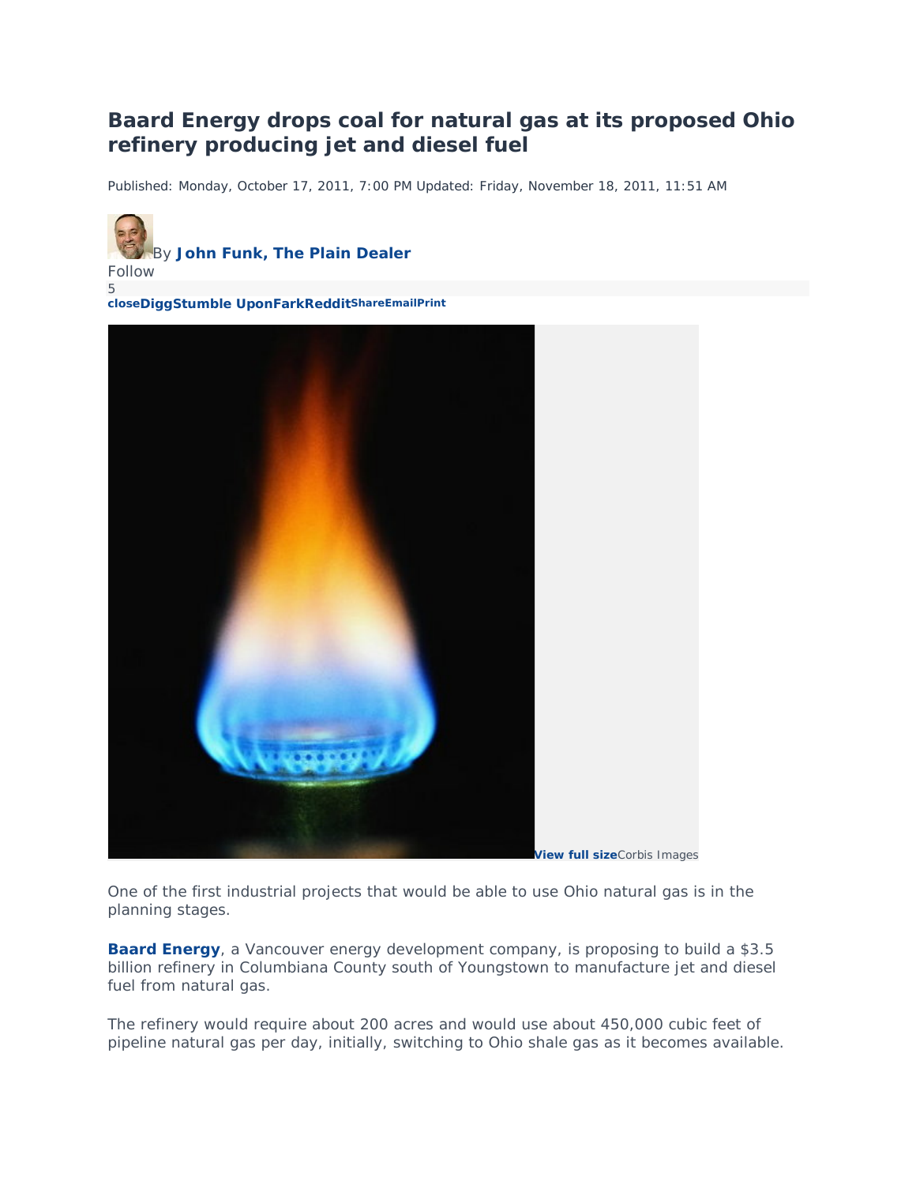# Baard Energy drops coal for natural gas at its proposed Ohio refinery producing jet and diesel fuel

Published: Monday, October 17, 2011, 7:00 PM Updated: Friday, November 18, 2011, 11:51 AM

By **John Funk, The Plain Dealer**

Follow

5

**closeDiggStumble UponFarkRedditShareEmailPrint**

**View full size**Corbis Images

One of the first industrial projects that would be able to use Ohio natural gas is in the planning stages.

**Baard Energy**, a Vancouver energy development company, is proposing to build a $3.5 billion refinery in Columbiana County south of Youngstown to manufacture jet and diesel fuel from natural gas.

The refinery would require about 200 acres and would use about 450,000 cubic feet of pipeline natural gas per day, initially, switching to Ohio shale gas as it becomes available.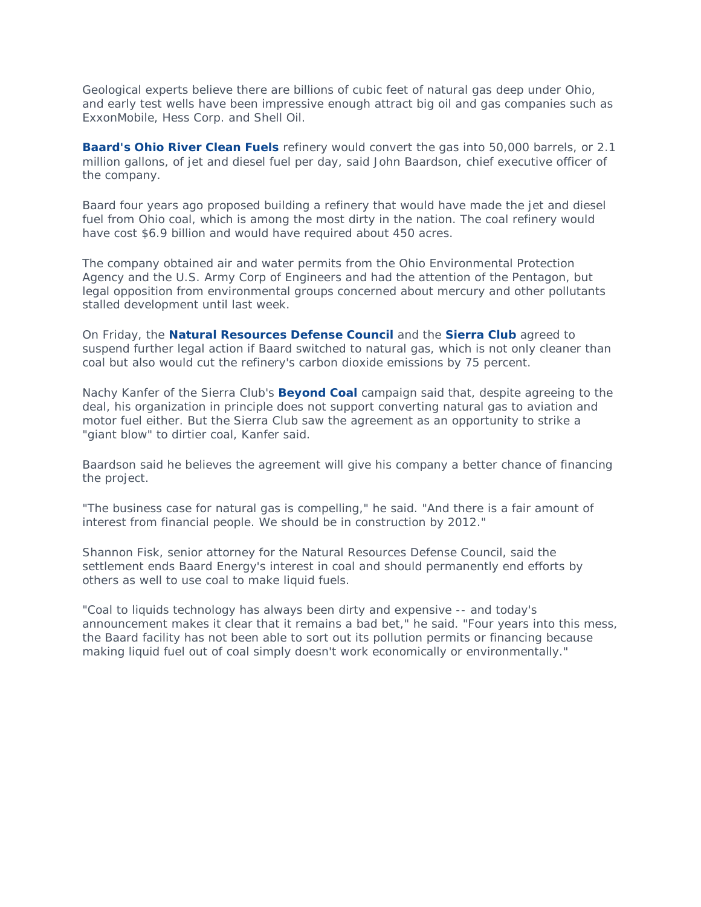Geological experts believe there are billions of cubic feet of natural gas deep under Ohio, and early test wells have been impressive enough attract big oil and gas companies such as ExxonMobile, Hess Corp. and Shell Oil.

**Baard's Ohio River Clean Fuels** refinery would convert the gas into 50,000 barrels, or 2.1 million gallons, of jet and diesel fuel per day, said John Baardson, chief executive officer of the company.

Baard four years ago proposed building a refinery that would have made the jet and diesel fuel from Ohio coal, which is among the most dirty in the nation. The coal refinery would have cost $6.9 billion and would have required about 450 acres.

The company obtained air and water permits from the Ohio Environmental Protection Agency and the U.S. Army Corp of Engineers and had the attention of the Pentagon, but legal opposition from environmental groups concerned about mercury and other pollutants stalled development until last week.

On Friday, the **Natural Resources Defense Council** and the **Sierra Club** agreed to suspend further legal action if Baard switched to natural gas, which is not only cleaner than coal but also would cut the refinery's carbon dioxide emissions by 75 percent.

Nachy Kanfer of the Sierra Club's **Beyond Coal** campaign said that, despite agreeing to the deal, his organization in principle does not support converting natural gas to aviation and motor fuel either. But the Sierra Club saw the agreement as an opportunity to strike a "giant blow" to dirtier coal, Kanfer said.

Baardson said he believes the agreement will give his company a better chance of financing the project.

"The business case for natural gas is compelling," he said. "And there is a fair amount of interest from financial people. We should be in construction by 2012."

Shannon Fisk, senior attorney for the Natural Resources Defense Council, said the settlement ends Baard Energy's interest in coal and should permanently end efforts by others as well to use coal to make liquid fuels.

"Coal to liquids technology has always been dirty and expensive -- and today's announcement makes it clear that it remains a bad bet," he said. "Four years into this mess, the Baard facility has not been able to sort out its pollution permits or financing because making liquid fuel out of coal simply doesn't work economically or environmentally."